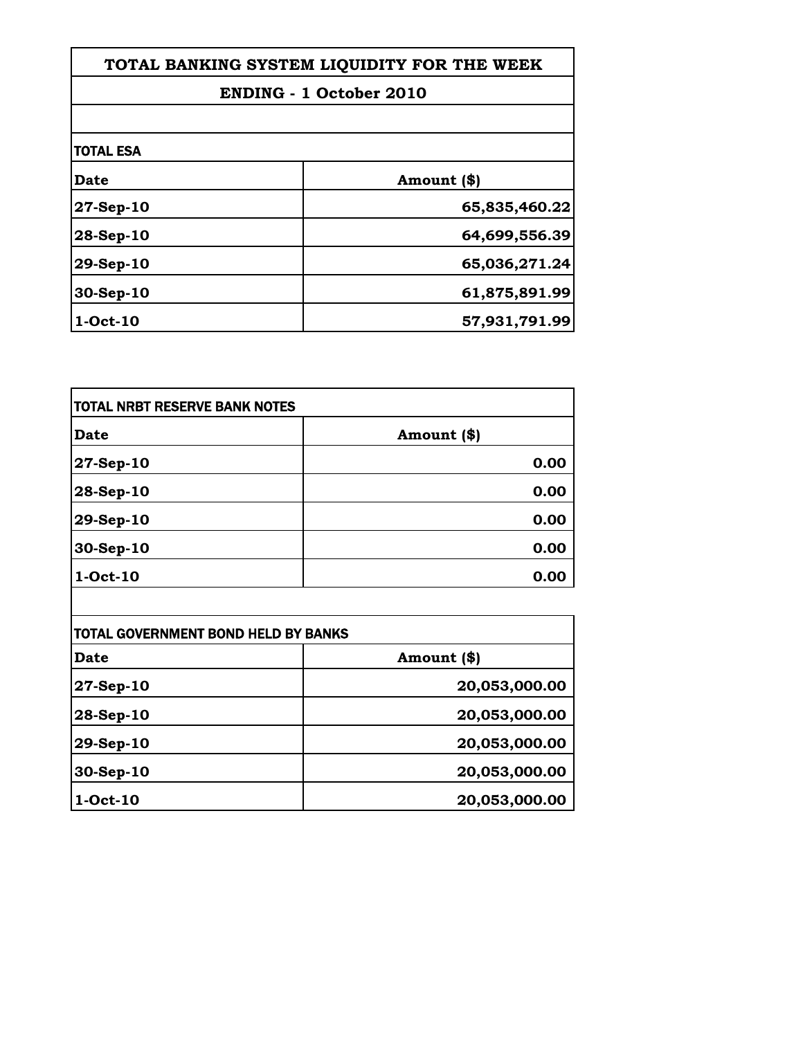# TOTAL BANKING SYSTEM LIQUIDITY FOR THE WEEK

## ENDING - 1 October 2010

**TOTAL ESA**

| Date | Amount ($) |
|---|---|
| 27-Sep-10 | 65,835,460.22 |
| 28-Sep-10 | 64,699,556.39 |
| 29-Sep-10 | 65,036,271.24 |
| 30-Sep-10 | 61,875,891.99 |
| 1-Oct-10 | 57,931,791.99 |

**TOTAL NRBT RESERVE BANK NOTES**

| Date | Amount ($) |
|---|---|
| 27-Sep-10 | 0.00 |
| 28-Sep-10 | 0.00 |
| 29-Sep-10 | 0.00 |
| 30-Sep-10 | 0.00 |
| 1-Oct-10 | 0.00 |

**TOTAL GOVERNMENT BOND HELD BY BANKS**

| Date | Amount ($) |
|---|---|
| 27-Sep-10 | 20,053,000.00 |
| 28-Sep-10 | 20,053,000.00 |
| 29-Sep-10 | 20,053,000.00 |
| 30-Sep-10 | 20,053,000.00 |
| 1-Oct-10 | 20,053,000.00 |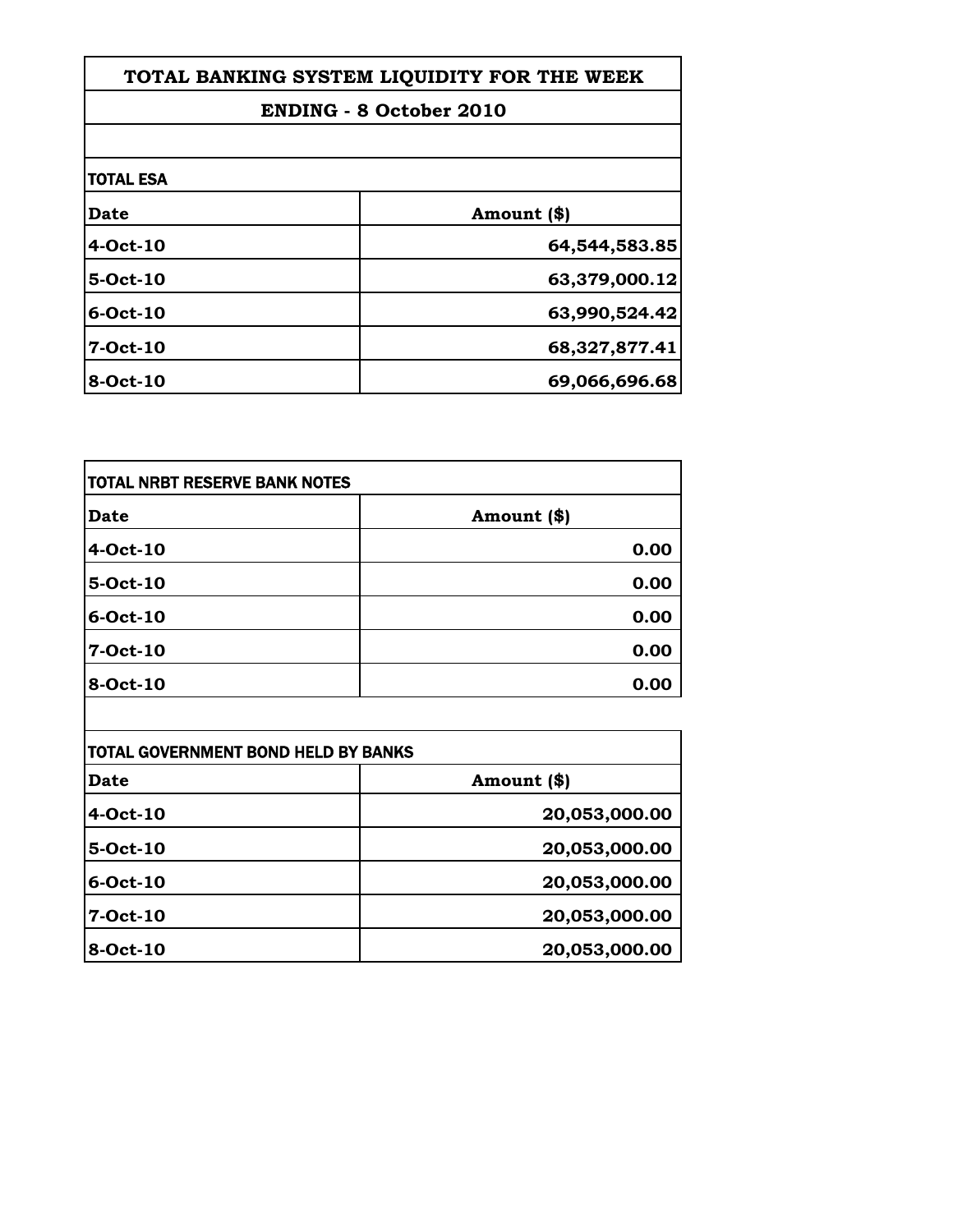# TOTAL BANKING SYSTEM LIQUIDITY FOR THE WEEK

## ENDING - 8 October 2010

### TOTAL ESA

| Date | Amount ($) |
|---|---|
| 4-Oct-10 | 64,544,583.85 |
| 5-Oct-10 | 63,379,000.12 |
| 6-Oct-10 | 63,990,524.42 |
| 7-Oct-10 | 68,327,877.41 |
| 8-Oct-10 | 69,066,696.68 |

### TOTAL NRBT RESERVE BANK NOTES

| Date | Amount ($) |
|---|---|
| 4-Oct-10 | 0.00 |
| 5-Oct-10 | 0.00 |
| 6-Oct-10 | 0.00 |
| 7-Oct-10 | 0.00 |
| 8-Oct-10 | 0.00 |

### TOTAL GOVERNMENT BOND HELD BY BANKS

| Date | Amount ($) |
|---|---|
| 4-Oct-10 | 20,053,000.00 |
| 5-Oct-10 | 20,053,000.00 |
| 6-Oct-10 | 20,053,000.00 |
| 7-Oct-10 | 20,053,000.00 |
| 8-Oct-10 | 20,053,000.00 |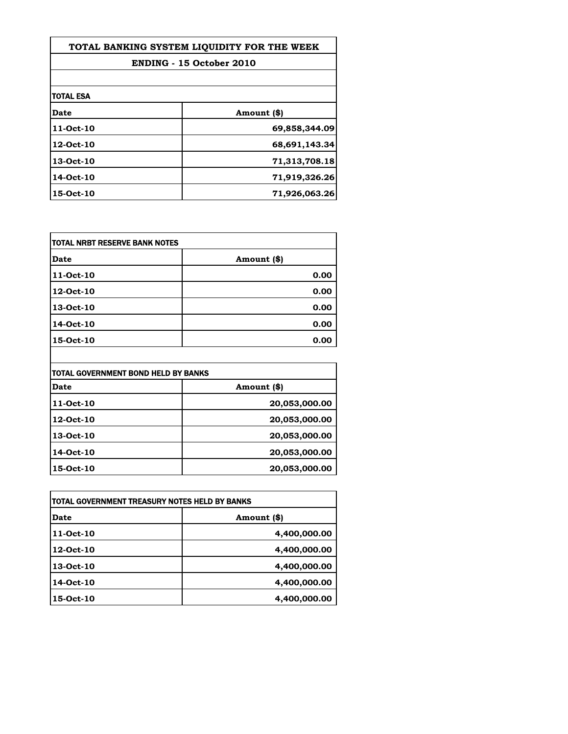# TOTAL BANKING SYSTEM LIQUIDITY FOR THE WEEK

## ENDING - 15 October 2010

**TOTAL ESA**

| Date | Amount ($) |
|---|---|
| 11-Oct-10 | 69,858,344.09 |
| 12-Oct-10 | 68,691,143.34 |
| 13-Oct-10 | 71,313,708.18 |
| 14-Oct-10 | 71,919,326.26 |
| 15-Oct-10 | 71,926,063.26 |

**TOTAL NRBT RESERVE BANK NOTES**

| Date | Amount ($) |
|---|---|
| 11-Oct-10 | 0.00 |
| 12-Oct-10 | 0.00 |
| 13-Oct-10 | 0.00 |
| 14-Oct-10 | 0.00 |
| 15-Oct-10 | 0.00 |

**TOTAL GOVERNMENT BOND HELD BY BANKS**

| Date | Amount ($) |
|---|---|
| 11-Oct-10 | 20,053,000.00 |
| 12-Oct-10 | 20,053,000.00 |
| 13-Oct-10 | 20,053,000.00 |
| 14-Oct-10 | 20,053,000.00 |
| 15-Oct-10 | 20,053,000.00 |

**TOTAL GOVERNMENT TREASURY NOTES HELD BY BANKS**

| Date | Amount ($) |
|---|---|
| 11-Oct-10 | 4,400,000.00 |
| 12-Oct-10 | 4,400,000.00 |
| 13-Oct-10 | 4,400,000.00 |
| 14-Oct-10 | 4,400,000.00 |
| 15-Oct-10 | 4,400,000.00 |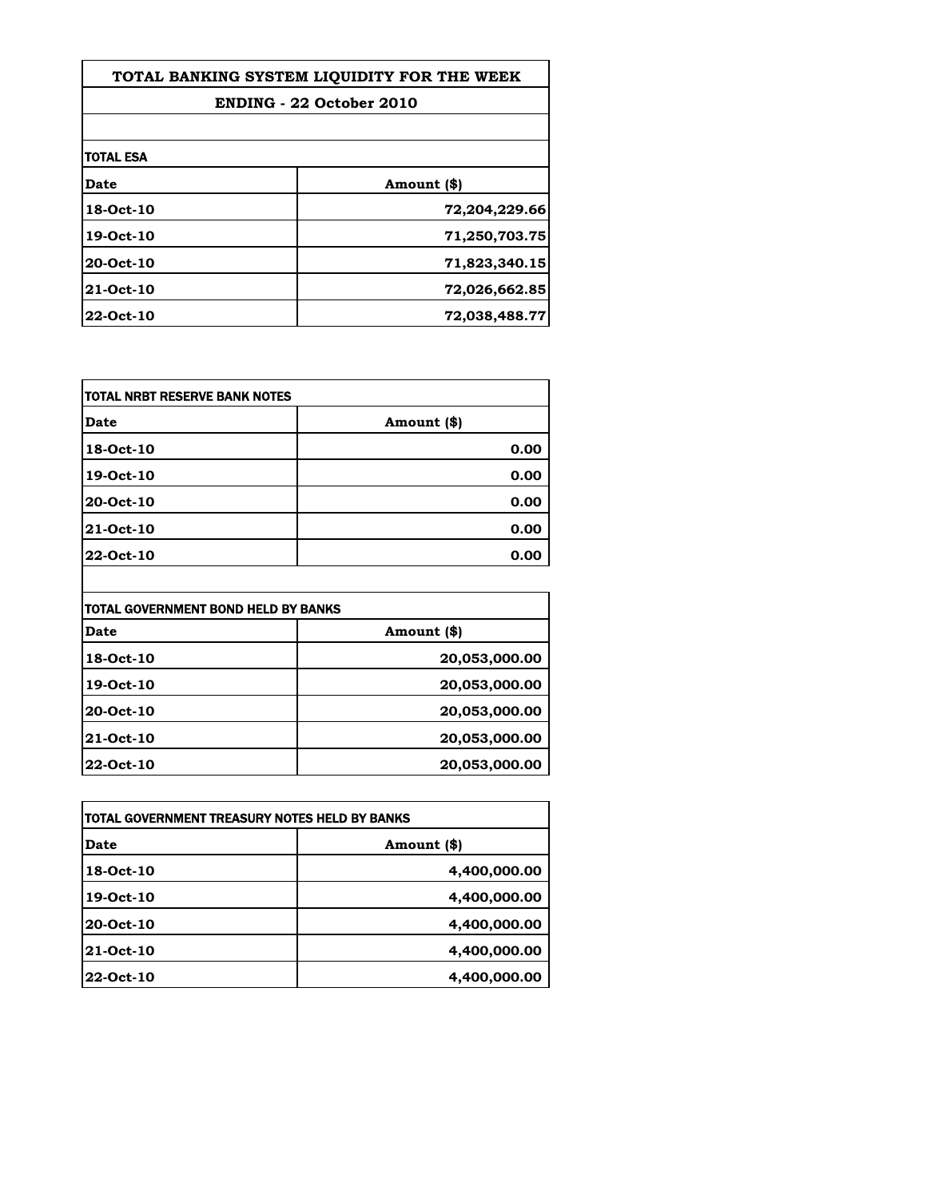# TOTAL BANKING SYSTEM LIQUIDITY FOR THE WEEK

## ENDING - 22 October 2010

### TOTAL ESA

| Date | Amount ($) |
|---|---|
| 18-Oct-10 | 72,204,229.66 |
| 19-Oct-10 | 71,250,703.75 |
| 20-Oct-10 | 71,823,340.15 |
| 21-Oct-10 | 72,026,662.85 |
| 22-Oct-10 | 72,038,488.77 |

### TOTAL NRBT RESERVE BANK NOTES

| Date | Amount ($) |
|---|---|
| 18-Oct-10 | 0.00 |
| 19-Oct-10 | 0.00 |
| 20-Oct-10 | 0.00 |
| 21-Oct-10 | 0.00 |
| 22-Oct-10 | 0.00 |

### TOTAL GOVERNMENT BOND HELD BY BANKS

| Date | Amount ($) |
|---|---|
| 18-Oct-10 | 20,053,000.00 |
| 19-Oct-10 | 20,053,000.00 |
| 20-Oct-10 | 20,053,000.00 |
| 21-Oct-10 | 20,053,000.00 |
| 22-Oct-10 | 20,053,000.00 |

### TOTAL GOVERNMENT TREASURY NOTES HELD BY BANKS

| Date | Amount ($) |
|---|---|
| 18-Oct-10 | 4,400,000.00 |
| 19-Oct-10 | 4,400,000.00 |
| 20-Oct-10 | 4,400,000.00 |
| 21-Oct-10 | 4,400,000.00 |
| 22-Oct-10 | 4,400,000.00 |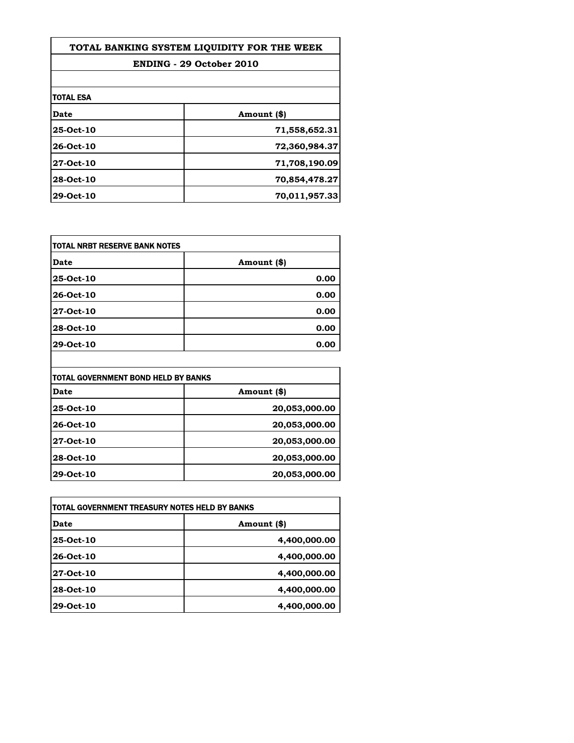# TOTAL BANKING SYSTEM LIQUIDITY FOR THE WEEK

## ENDING - 29 October 2010

**TOTAL ESA**

| Date | Amount ($) |
|---|---|
| 25-Oct-10 | 71,558,652.31 |
| 26-Oct-10 | 72,360,984.37 |
| 27-Oct-10 | 71,708,190.09 |
| 28-Oct-10 | 70,854,478.27 |
| 29-Oct-10 | 70,011,957.33 |

**TOTAL NRBT RESERVE BANK NOTES**

| Date | Amount ($) |
|---|---|
| 25-Oct-10 | 0.00 |
| 26-Oct-10 | 0.00 |
| 27-Oct-10 | 0.00 |
| 28-Oct-10 | 0.00 |
| 29-Oct-10 | 0.00 |

**TOTAL GOVERNMENT BOND HELD BY BANKS**

| Date | Amount ($) |
|---|---|
| 25-Oct-10 | 20,053,000.00 |
| 26-Oct-10 | 20,053,000.00 |
| 27-Oct-10 | 20,053,000.00 |
| 28-Oct-10 | 20,053,000.00 |
| 29-Oct-10 | 20,053,000.00 |

**TOTAL GOVERNMENT TREASURY NOTES HELD BY BANKS**

| Date | Amount ($) |
|---|---|
| 25-Oct-10 | 4,400,000.00 |
| 26-Oct-10 | 4,400,000.00 |
| 27-Oct-10 | 4,400,000.00 |
| 28-Oct-10 | 4,400,000.00 |
| 29-Oct-10 | 4,400,000.00 |